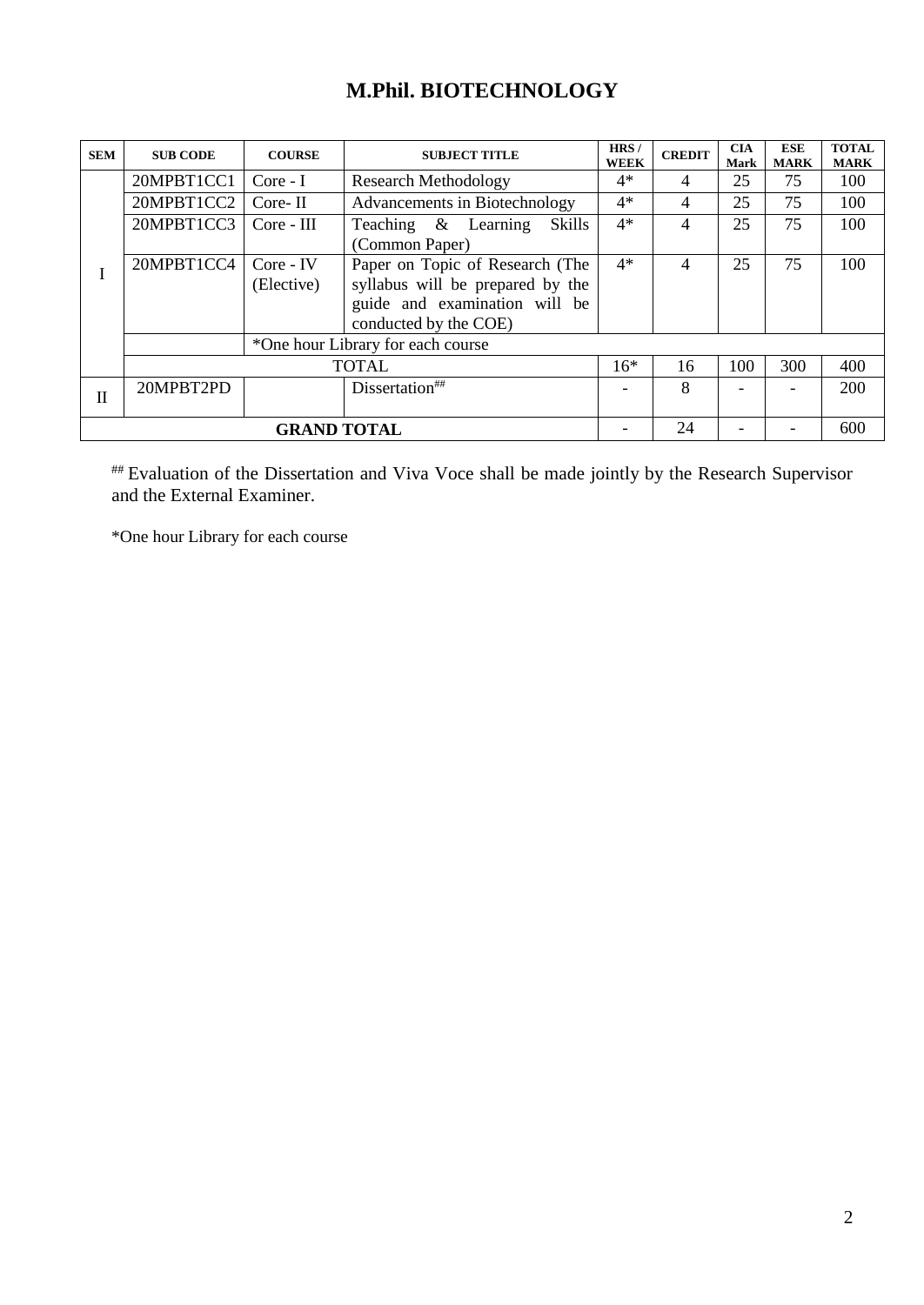# M.Phil. BIOTECHNOLOGY

| SEM | SUB CODE | COURSE | SUBJECT TITLE | HRS / WEEK | CREDIT | CIA Mark | ESE MARK | TOTAL MARK |
|---|---|---|---|---|---|---|---|---|
| I | 20MPBT1CC1 | Core - I | Research Methodology | 4* | 4 | 25 | 75 | 100 |
| | 20MPBT1CC2 | Core- II | Advancements in Biotechnology | 4* | 4 | 25 | 75 | 100 |
| | 20MPBT1CC3 | Core - III | Teaching & Learning Skills (Common Paper) | 4* | 4 | 25 | 75 | 100 |
| | 20MPBT1CC4 | Core - IV (Elective) | Paper on Topic of Research (The syllabus will be prepared by the guide and examination will be conducted by the COE) | 4* | 4 | 25 | 75 | 100 |
| | | *One hour Library for each course | | | | | | |
| | TOTAL | | | 16* | 16 | 100 | 300 | 400 |
| II | 20MPBT2PD | | Dissertation## | - | 8 | - | - | 200 |
| GRAND TOTAL | | | | - | 24 | - | - | 600 |

## Evaluation of the Dissertation and Viva Voce shall be made jointly by the Research Supervisor and the External Examiner.

*One hour Library for each course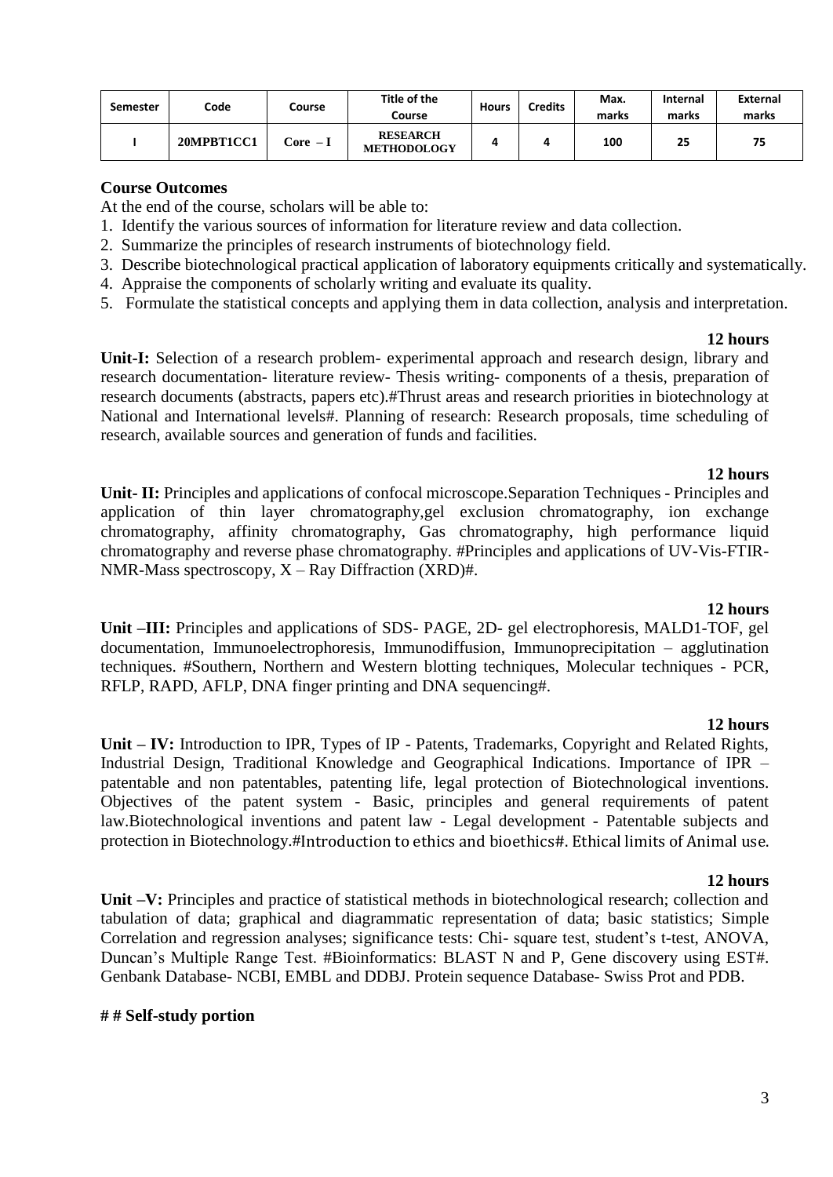| Semester | Code | Course | Title of the Course | Hours | Credits | Max. marks | Internal marks | External marks |
|---|---|---|---|---|---|---|---|---|
| I | 20MPBT1CC1 | Core – I | RESEARCH METHODOLOGY | 4 | 4 | 100 | 25 | 75 |

**Course Outcomes**

At the end of the course, scholars will be able to:

1. Identify the various sources of information for literature review and data collection.
2. Summarize the principles of research instruments of biotechnology field.
3. Describe biotechnological practical application of laboratory equipments critically and systematically.
4. Appraise the components of scholarly writing and evaluate its quality.
5. Formulate the statistical concepts and applying them in data collection, analysis and interpretation.

**12 hours**

**Unit-I:** Selection of a research problem- experimental approach and research design, library and research documentation- literature review- Thesis writing- components of a thesis, preparation of research documents (abstracts, papers etc).#Thrust areas and research priorities in biotechnology at National and International levels#. Planning of research: Research proposals, time scheduling of research, available sources and generation of funds and facilities.

**12 hours**

**Unit- II:** Principles and applications of confocal microscope.Separation Techniques - Principles and application of thin layer chromatography,gel exclusion chromatography, ion exchange chromatography, affinity chromatography, Gas chromatography, high performance liquid chromatography and reverse phase chromatography. #Principles and applications of UV-Vis-FTIR-NMR-Mass spectroscopy, X – Ray Diffraction (XRD)#.

**12 hours**

**Unit –III:** Principles and applications of SDS- PAGE, 2D- gel electrophoresis, MALD1-TOF, gel documentation, Immunoelectrophoresis, Immunodiffusion, Immunoprecipitation – agglutination techniques. #Southern, Northern and Western blotting techniques, Molecular techniques - PCR, RFLP, RAPD, AFLP, DNA finger printing and DNA sequencing#.

**12 hours**

**Unit – IV:** Introduction to IPR, Types of IP - Patents, Trademarks, Copyright and Related Rights, Industrial Design, Traditional Knowledge and Geographical Indications. Importance of IPR – patentable and non patentables, patenting life, legal protection of Biotechnological inventions. Objectives of the patent system - Basic, principles and general requirements of patent law.Biotechnological inventions and patent law - Legal development - Patentable subjects and protection in Biotechnology.#Introduction to ethics and bioethics#. Ethical limits of Animal use.

**12 hours**

**Unit –V:** Principles and practice of statistical methods in biotechnological research; collection and tabulation of data; graphical and diagrammatic representation of data; basic statistics; Simple Correlation and regression analyses; significance tests: Chi- square test, student's t-test, ANOVA, Duncan's Multiple Range Test. #Bioinformatics: BLAST N and P, Gene discovery using EST#. Genbank Database- NCBI, EMBL and DDBJ. Protein sequence Database- Swiss Prot and PDB.

**# # Self-study portion**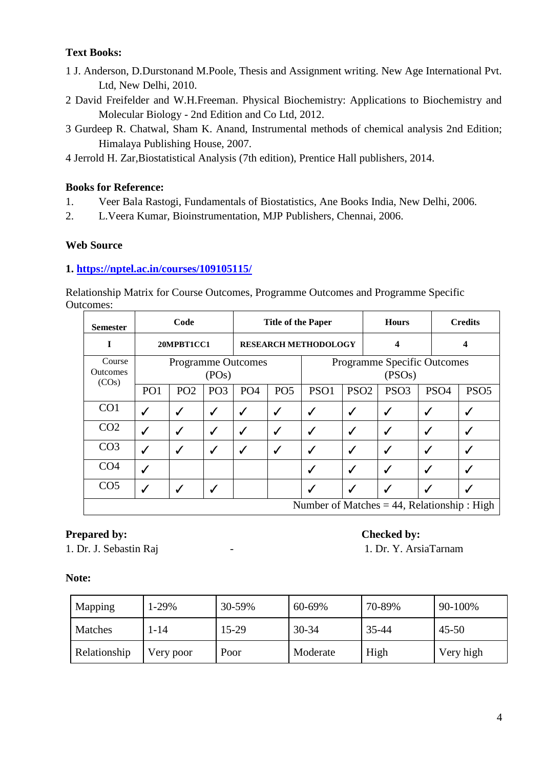**Text Books:**

1 J. Anderson, D.Durstonand M.Poole, Thesis and Assignment writing. New Age International Pvt. Ltd, New Delhi, 2010.

2 David Freifelder and W.H.Freeman. Physical Biochemistry: Applications to Biochemistry and Molecular Biology - 2nd Edition and Co Ltd, 2012.

3 Gurdeep R. Chatwal, Sham K. Anand, Instrumental methods of chemical analysis 2nd Edition; Himalaya Publishing House, 2007.

4 Jerrold H. Zar,Biostatistical Analysis (7th edition), Prentice Hall publishers, 2014.

**Books for Reference:**

1. Veer Bala Rastogi, Fundamentals of Biostatistics, Ane Books India, New Delhi, 2006.
2. L.Veera Kumar, Bioinstrumentation, MJP Publishers, Chennai, 2006.

**Web Source**

**1. https://nptel.ac.in/courses/109105115/**

Relationship Matrix for Course Outcomes, Programme Outcomes and Programme Specific Outcomes:

| **Semester** | **Code** | | **Title of the Paper** | | | | **Hours** | | **Credits** | |
|---|---|---|---|---|---|---|---|---|---|---|
| **I** | **20MPBT1CC1** | | **RESEARCH METHODOLOGY** | | | | **4** | | **4** | |
| Course Outcomes (COs) | Programme Outcomes (POs) | | | | | Programme Specific Outcomes (PSOs) | | | | |
| | PO1 | PO2 | PO3 | PO4 | PO5 | PSO1 | PSO2 | PSO3 | PSO4 | PSO5 |
| CO1 | ✓ | ✓ | ✓ | ✓ | ✓ | ✓ | ✓ | ✓ | ✓ | ✓ |
| CO2 | ✓ | ✓ | ✓ | ✓ | ✓ | ✓ | ✓ | ✓ | ✓ | ✓ |
| CO3 | ✓ | ✓ | ✓ | ✓ | ✓ | ✓ | ✓ | ✓ | ✓ | ✓ |
| CO4 | ✓ | | | | | ✓ | ✓ | ✓ | ✓ | ✓ |
| CO5 | ✓ | ✓ | ✓ | | | ✓ | ✓ | ✓ | ✓ | ✓ |
| Number of Matches = 44, Relationship : High | | | | | | | | | | |

**Prepared by:**
1. Dr. J. Sebastin Raj -

**Checked by:**
1. Dr. Y. ArsiaTarnam

**Note:**

| Mapping | 1-29% | 30-59% | 60-69% | 70-89% | 90-100% |
|---|---|---|---|---|---|
| Matches | 1-14 | 15-29 | 30-34 | 35-44 | 45-50 |
| Relationship | Very poor | Poor | Moderate | High | Very high |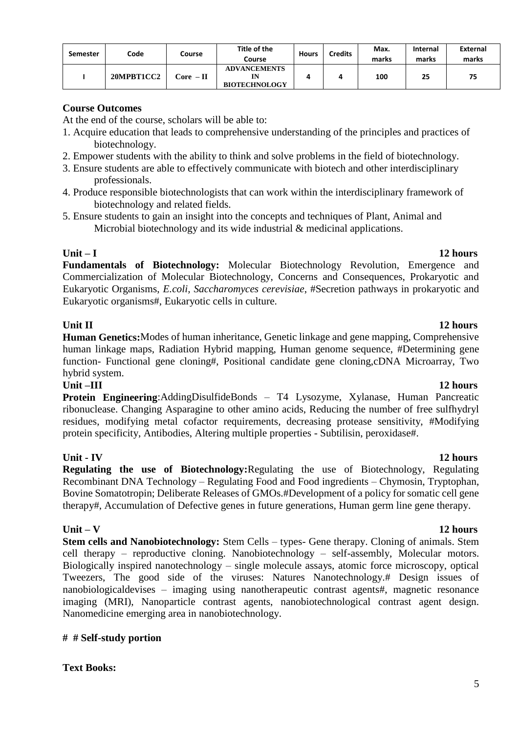| Semester | Code | Course | Title of the Course | Hours | Credits | Max. marks | Internal marks | External marks |
|---|---|---|---|---|---|---|---|---|
| I | 20MPBT1CC2 | Core – II | ADVANCEMENTS IN BIOTECHNOLOGY | 4 | 4 | 100 | 25 | 75 |

**Course Outcomes**

At the end of the course, scholars will be able to:

1. Acquire education that leads to comprehensive understanding of the principles and practices of biotechnology.
2. Empower students with the ability to think and solve problems in the field of biotechnology.
3. Ensure students are able to effectively communicate with biotech and other interdisciplinary professionals.
4. Produce responsible biotechnologists that can work within the interdisciplinary framework of biotechnology and related fields.
5. Ensure students to gain an insight into the concepts and techniques of Plant, Animal and Microbial biotechnology and its wide industrial & medicinal applications.

**Unit – I** **12 hours**

**Fundamentals of Biotechnology:** Molecular Biotechnology Revolution, Emergence and Commercialization of Molecular Biotechnology, Concerns and Consequences, Prokaryotic and Eukaryotic Organisms, *E.coli*, *Saccharomyces cerevisiae*, #Secretion pathways in prokaryotic and Eukaryotic organisms#, Eukaryotic cells in culture.

**Unit II** **12 hours**

**Human Genetics:**Modes of human inheritance, Genetic linkage and gene mapping, Comprehensive human linkage maps, Radiation Hybrid mapping, Human genome sequence, #Determining gene function- Functional gene cloning#, Positional candidate gene cloning,cDNA Microarray, Two hybrid system.

**Unit –III** **12 hours**

**Protein Engineering**:AddingDisulfideBonds – T4 Lysozyme, Xylanase, Human Pancreatic ribonuclease. Changing Asparagine to other amino acids, Reducing the number of free sulfhydryl residues, modifying metal cofactor requirements, decreasing protease sensitivity, #Modifying protein specificity, Antibodies, Altering multiple properties - Subtilisin, peroxidase#.

**Unit - IV** **12 hours**

**Regulating the use of Biotechnology:**Regulating the use of Biotechnology, Regulating Recombinant DNA Technology – Regulating Food and Food ingredients – Chymosin, Tryptophan, Bovine Somatotropin; Deliberate Releases of GMOs.#Development of a policy for somatic cell gene therapy#, Accumulation of Defective genes in future generations, Human germ line gene therapy.

**Unit – V** **12 hours**

**Stem cells and Nanobiotechnology:** Stem Cells – types- Gene therapy. Cloning of animals. Stem cell therapy – reproductive cloning. Nanobiotechnology – self-assembly, Molecular motors. Biologically inspired nanotechnology – single molecule assays, atomic force microscopy, optical Tweezers, The good side of the viruses: Natures Nanotechnology.# Design issues of nanobiologicaldevises – imaging using nanotherapeutic contrast agents#, magnetic resonance imaging (MRI), Nanoparticle contrast agents, nanobiotechnological contrast agent design. Nanomedicine emerging area in nanobiotechnology.

**# # Self-study portion**

**Text Books:**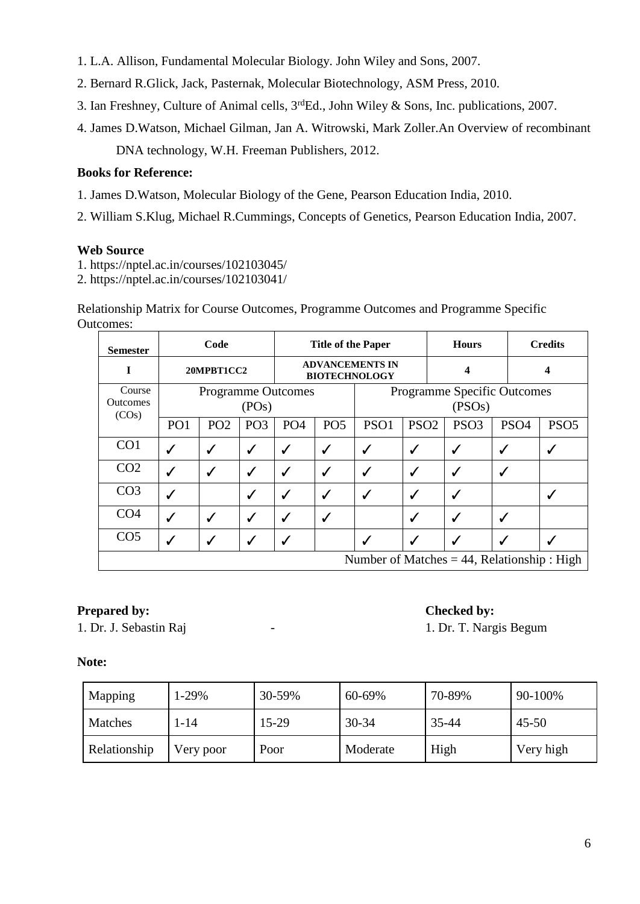1. L.A. Allison, Fundamental Molecular Biology. John Wiley and Sons, 2007.
2. Bernard R.Glick, Jack, Pasternak, Molecular Biotechnology, ASM Press, 2010.
3. Ian Freshney, Culture of Animal cells, 3rdEd., John Wiley & Sons, Inc. publications, 2007.
4. James D.Watson, Michael Gilman, Jan A. Witrowski, Mark Zoller.An Overview of recombinant DNA technology, W.H. Freeman Publishers, 2012.

**Books for Reference:**

1. James D.Watson, Molecular Biology of the Gene, Pearson Education India, 2010.
2. William S.Klug, Michael R.Cummings, Concepts of Genetics, Pearson Education India, 2007.

**Web Source**

1. https://nptel.ac.in/courses/102103045/
2. https://nptel.ac.in/courses/102103041/

Relationship Matrix for Course Outcomes, Programme Outcomes and Programme Specific Outcomes:

| Semester | Code | | Title of the Paper | | | | Hours | | Credits |
|---|---|---|---|---|---|---|---|---|---|
| I | 20MPBT1CC2 | | ADVANCEMENTS IN BIOTECHNOLOGY | | | | 4 | | 4 |
| Course Outcomes (COs) | Programme Outcomes (POs) | | | | | Programme Specific Outcomes (PSOs) | | | |
| | PO1 | PO2 | PO3 | PO4 | PO5 | PSO1 | PSO2 | PSO3 | PSO4 | PSO5 |
| CO1 | ✓ | ✓ | ✓ | ✓ | ✓ | ✓ | ✓ | ✓ | ✓ | ✓ |
| CO2 | ✓ | ✓ | ✓ | ✓ | ✓ | ✓ | ✓ | ✓ | ✓ | |
| CO3 | ✓ | | ✓ | ✓ | ✓ | ✓ | ✓ | ✓ | | ✓ |
| CO4 | ✓ | ✓ | ✓ | ✓ | ✓ | | ✓ | ✓ | ✓ | |
| CO5 | ✓ | ✓ | ✓ | ✓ | | ✓ | ✓ | ✓ | ✓ | ✓ |
| Number of Matches = 44, Relationship : High | | | | | | | | | | |

**Prepared by:**
1. Dr. J. Sebastin Raj -

**Checked by:**
1. Dr. T. Nargis Begum

**Note:**

| Mapping | 1-29% | 30-59% | 60-69% | 70-89% | 90-100% |
|---|---|---|---|---|---|
| Matches | 1-14 | 15-29 | 30-34 | 35-44 | 45-50 |
| Relationship | Very poor | Poor | Moderate | High | Very high |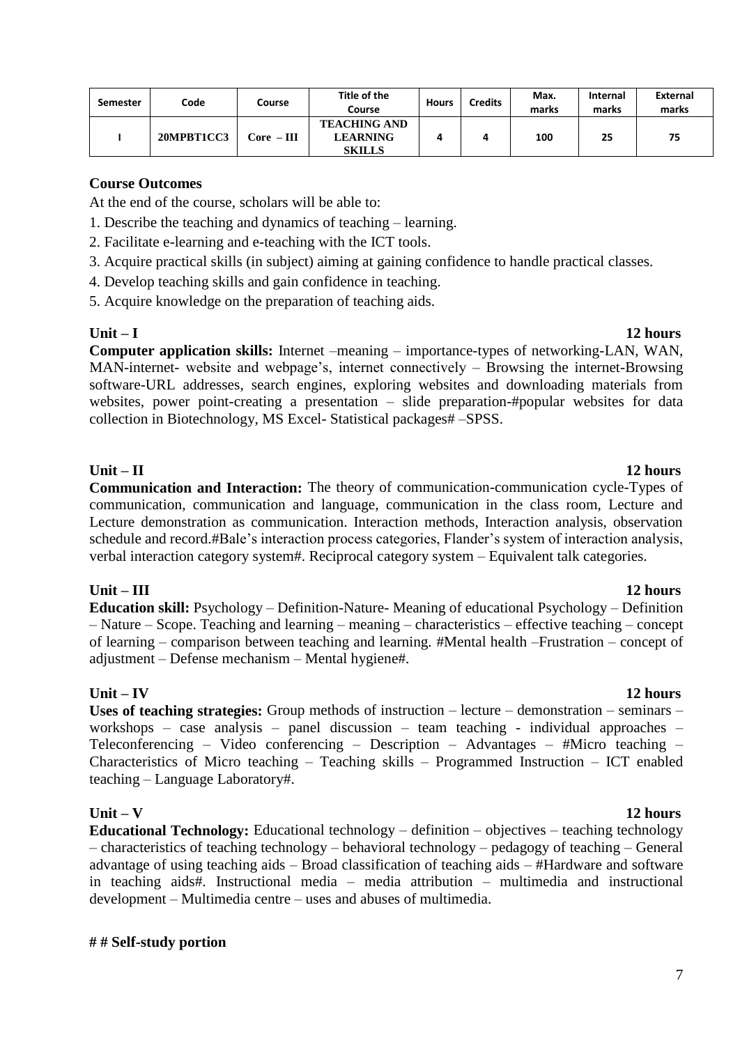| Semester | Code | Course | Title of the Course | Hours | Credits | Max. marks | Internal marks | External marks |
|---|---|---|---|---|---|---|---|---|
| I | 20MPBT1CC3 | Core – III | TEACHING AND LEARNING SKILLS | 4 | 4 | 100 | 25 | 75 |

**Course Outcomes**

At the end of the course, scholars will be able to:

1. Describe the teaching and dynamics of teaching – learning.
2. Facilitate e-learning and e-teaching with the ICT tools.
3. Acquire practical skills (in subject) aiming at gaining confidence to handle practical classes.
4. Develop teaching skills and gain confidence in teaching.
5. Acquire knowledge on the preparation of teaching aids.

**Unit – I** **12 hours**

**Computer application skills:** Internet –meaning – importance-types of networking-LAN, WAN, MAN-internet- website and webpage's, internet connectively – Browsing the internet-Browsing software-URL addresses, search engines, exploring websites and downloading materials from websites, power point-creating a presentation – slide preparation-#popular websites for data collection in Biotechnology, MS Excel- Statistical packages# –SPSS.

**Unit – II** **12 hours**

**Communication and Interaction:** The theory of communication-communication cycle-Types of communication, communication and language, communication in the class room, Lecture and Lecture demonstration as communication. Interaction methods, Interaction analysis, observation schedule and record.#Bale's interaction process categories, Flander's system of interaction analysis, verbal interaction category system#. Reciprocal category system – Equivalent talk categories.

**Unit – III** **12 hours**

**Education skill:** Psychology – Definition-Nature- Meaning of educational Psychology – Definition – Nature – Scope. Teaching and learning – meaning – characteristics – effective teaching – concept of learning – comparison between teaching and learning. #Mental health –Frustration – concept of adjustment – Defense mechanism – Mental hygiene#.

**Unit – IV** **12 hours**

**Uses of teaching strategies:** Group methods of instruction – lecture – demonstration – seminars – workshops – case analysis – panel discussion – team teaching - individual approaches – Teleconferencing – Video conferencing – Description – Advantages – #Micro teaching – Characteristics of Micro teaching – Teaching skills – Programmed Instruction – ICT enabled teaching – Language Laboratory#.

**Unit – V** **12 hours**

**Educational Technology:** Educational technology – definition – objectives – teaching technology – characteristics of teaching technology – behavioral technology – pedagogy of teaching – General advantage of using teaching aids – Broad classification of teaching aids – #Hardware and software in teaching aids#. Instructional media – media attribution – multimedia and instructional development – Multimedia centre – uses and abuses of multimedia.

**# # Self-study portion**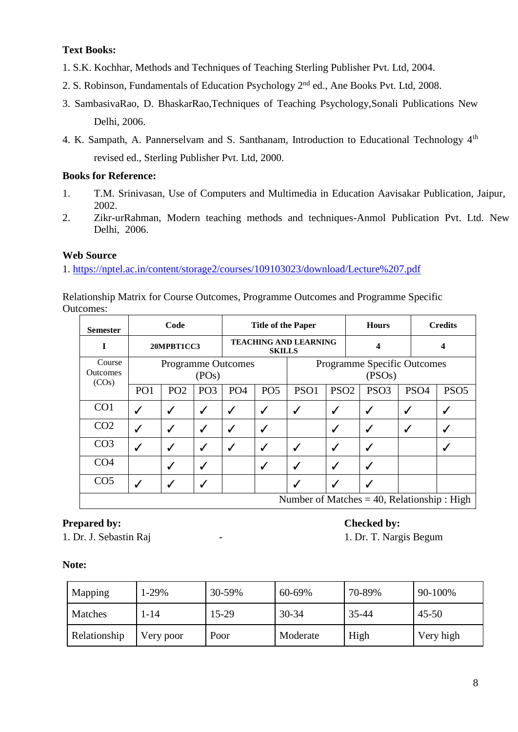**Text Books:**

1. S.K. Kochhar, Methods and Techniques of Teaching Sterling Publisher Pvt. Ltd, 2004.
2. S. Robinson, Fundamentals of Education Psychology 2nd ed., Ane Books Pvt. Ltd, 2008.
3. SambasivaRao, D. BhaskarRao,Techniques of Teaching Psychology,Sonali Publications New Delhi, 2006.
4. K. Sampath, A. Pannerselvam and S. Santhanam, Introduction to Educational Technology 4th revised ed., Sterling Publisher Pvt. Ltd, 2000.

**Books for Reference:**

1. T.M. Srinivasan, Use of Computers and Multimedia in Education Aavisakar Publication, Jaipur, 2002.
2. Zikr-urRahman, Modern teaching methods and techniques-Anmol Publication Pvt. Ltd. New Delhi, 2006.

**Web Source**

1. https://nptel.ac.in/content/storage2/courses/109103023/download/Lecture%207.pdf

Relationship Matrix for Course Outcomes, Programme Outcomes and Programme Specific Outcomes:

| **Semester** | **Code** | | **Title of the Paper** | | | **Hours** | | **Credits** | | |
|---|---|---|---|---|---|---|---|---|---|---|
| **I** | **20MPBT1CC3** | | **TEACHING AND LEARNING SKILLS** | | | **4** | | **4** | | |
| Course Outcomes (COs) | Programme Outcomes (POs) | | | | | Programme Specific Outcomes (PSOs) | | | | |
| | PO1 | PO2 | PO3 | PO4 | PO5 | PSO1 | PSO2 | PSO3 | PSO4 | PSO5 |
| CO1 | ✓ | ✓ | ✓ | ✓ | ✓ | ✓ | ✓ | ✓ | ✓ | ✓ |
| CO2 | ✓ | ✓ | ✓ | ✓ | ✓ | | ✓ | ✓ | ✓ | ✓ |
| CO3 | ✓ | ✓ | ✓ | ✓ | ✓ | ✓ | ✓ | ✓ | | ✓ |
| CO4 | | ✓ | ✓ | | ✓ | ✓ | ✓ | ✓ | | |
| CO5 | ✓ | ✓ | ✓ | | | ✓ | ✓ | ✓ | | |
| Number of Matches = 40, Relationship : High | | | | | | | | | | |

**Prepared by:**
1. Dr. J. Sebastin Raj -

**Checked by:**
1. Dr. T. Nargis Begum

**Note:**

| Mapping | 1-29% | 30-59% | 60-69% | 70-89% | 90-100% |
|---|---|---|---|---|---|
| Matches | 1-14 | 15-29 | 30-34 | 35-44 | 45-50 |
| Relationship | Very poor | Poor | Moderate | High | Very high |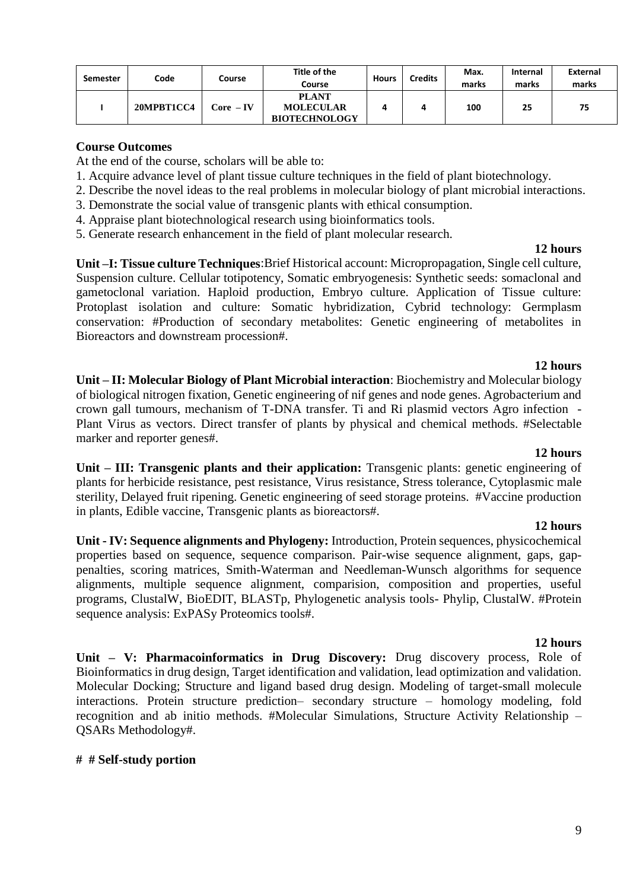| Semester | Code | Course | Title of the Course | Hours | Credits | Max. marks | Internal marks | External marks |
|---|---|---|---|---|---|---|---|---|
| I | 20MPBT1CC4 | Core – IV | PLANT MOLECULAR BIOTECHNOLOGY | 4 | 4 | 100 | 25 | 75 |

**Course Outcomes**

At the end of the course, scholars will be able to:

1. Acquire advance level of plant tissue culture techniques in the field of plant biotechnology.
2. Describe the novel ideas to the real problems in molecular biology of plant microbial interactions.
3. Demonstrate the social value of transgenic plants with ethical consumption.
4. Appraise plant biotechnological research using bioinformatics tools.
5. Generate research enhancement in the field of plant molecular research.

**12 hours**

**Unit –I: Tissue culture Techniques**:Brief Historical account: Micropropagation, Single cell culture, Suspension culture. Cellular totipotency, Somatic embryogenesis: Synthetic seeds: somaclonal and gametoclonal variation. Haploid production, Embryo culture. Application of Tissue culture: Protoplast isolation and culture: Somatic hybridization, Cybrid technology: Germplasm conservation: #Production of secondary metabolites: Genetic engineering of metabolites in Bioreactors and downstream procession#.

**12 hours**

**Unit – II: Molecular Biology of Plant Microbial interaction**: Biochemistry and Molecular biology of biological nitrogen fixation, Genetic engineering of nif genes and node genes. Agrobacterium and crown gall tumours, mechanism of T-DNA transfer. Ti and Ri plasmid vectors Agro infection - Plant Virus as vectors. Direct transfer of plants by physical and chemical methods. #Selectable marker and reporter genes#.

**12 hours**

**Unit – III: Transgenic plants and their application:** Transgenic plants: genetic engineering of plants for herbicide resistance, pest resistance, Virus resistance, Stress tolerance, Cytoplasmic male sterility, Delayed fruit ripening. Genetic engineering of seed storage proteins. #Vaccine production in plants, Edible vaccine, Transgenic plants as bioreactors#.

**12 hours**

**Unit - IV: Sequence alignments and Phylogeny:** Introduction, Protein sequences, physicochemical properties based on sequence, sequence comparison. Pair-wise sequence alignment, gaps, gap-penalties, scoring matrices, Smith-Waterman and Needleman-Wunsch algorithms for sequence alignments, multiple sequence alignment, comparision, composition and properties, useful programs, ClustalW, BioEDIT, BLASTp, Phylogenetic analysis tools- Phylip, ClustalW. #Protein sequence analysis: ExPASy Proteomics tools#.

**12 hours**

**Unit – V: Pharmacoinformatics in Drug Discovery:** Drug discovery process, Role of Bioinformatics in drug design, Target identification and validation, lead optimization and validation. Molecular Docking; Structure and ligand based drug design. Modeling of target-small molecule interactions. Protein structure prediction– secondary structure – homology modeling, fold recognition and ab initio methods. #Molecular Simulations, Structure Activity Relationship – QSARs Methodology#.

**# # Self-study portion**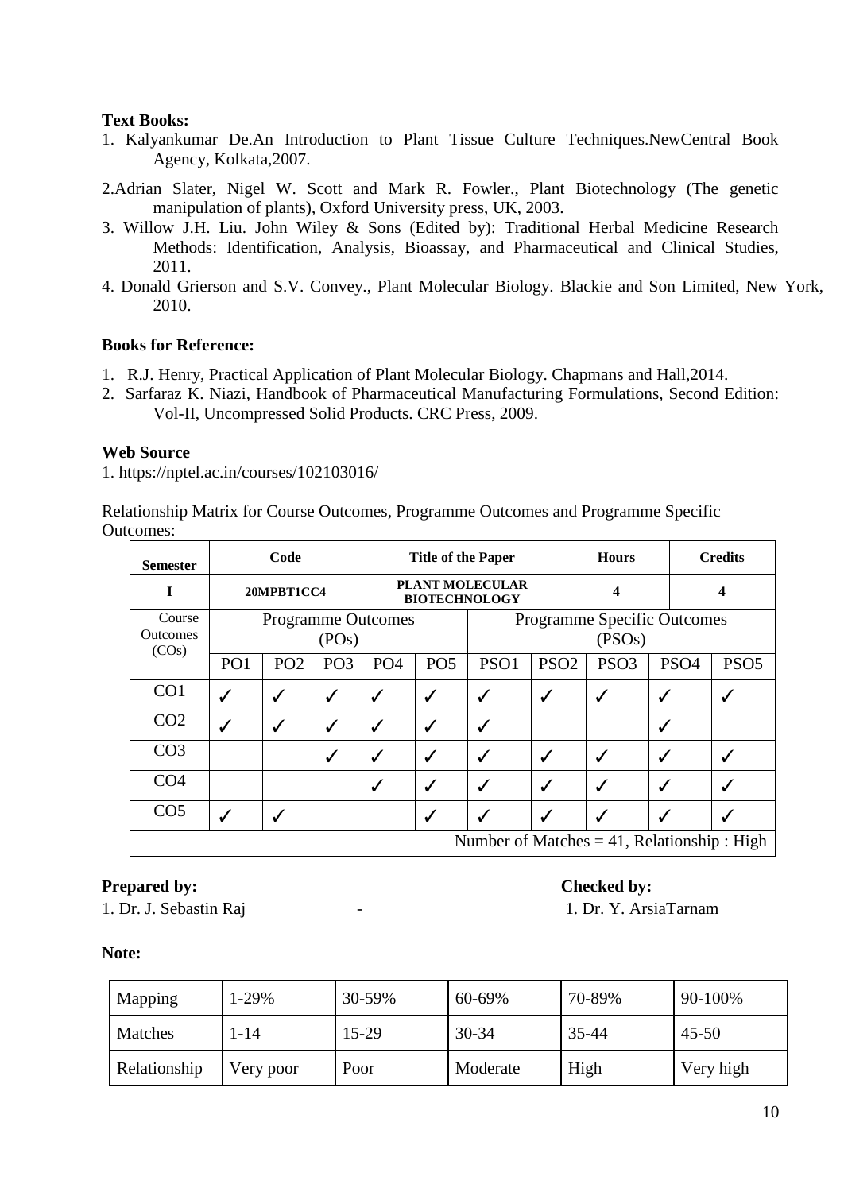**Text Books:**

1. Kalyankumar De.An Introduction to Plant Tissue Culture Techniques.NewCentral Book Agency, Kolkata,2007.
2. Adrian Slater, Nigel W. Scott and Mark R. Fowler., Plant Biotechnology (The genetic manipulation of plants), Oxford University press, UK, 2003.
3. Willow J.H. Liu. John Wiley & Sons (Edited by): Traditional Herbal Medicine Research Methods: Identification, Analysis, Bioassay, and Pharmaceutical and Clinical Studies, 2011.
4. Donald Grierson and S.V. Convey., Plant Molecular Biology. Blackie and Son Limited, New York, 2010.

**Books for Reference:**

1. R.J. Henry, Practical Application of Plant Molecular Biology. Chapmans and Hall,2014.
2. Sarfaraz K. Niazi, Handbook of Pharmaceutical Manufacturing Formulations, Second Edition: Vol-II, Uncompressed Solid Products. CRC Press, 2009.

**Web Source**

1. https://nptel.ac.in/courses/102103016/

Relationship Matrix for Course Outcomes, Programme Outcomes and Programme Specific Outcomes:

| **Semester** | **Code** | | | **Title of the Paper** | | | **Hours** | | **Credits** | |
|---|---|---|---|---|---|---|---|---|---|---|
| **I** | **20MPBT1CC4** | | | **PLANT MOLECULAR BIOTECHNOLOGY** | | | **4** | | **4** | |
| Course Outcomes (COs) | Programme Outcomes (POs) | | | | | Programme Specific Outcomes (PSOs) | | | | |
| | PO1 | PO2 | PO3 | PO4 | PO5 | PSO1 | PSO2 | PSO3 | PSO4 | PSO5 |
| CO1 | ✓ | ✓ | ✓ | ✓ | ✓ | ✓ | ✓ | ✓ | ✓ | ✓ |
| CO2 | ✓ | ✓ | ✓ | ✓ | ✓ | ✓ | | | ✓ | |
| CO3 | | | ✓ | ✓ | ✓ | ✓ | ✓ | ✓ | ✓ | ✓ |
| CO4 | | | | ✓ | ✓ | ✓ | ✓ | ✓ | ✓ | ✓ |
| CO5 | ✓ | ✓ | | | ✓ | ✓ | ✓ | ✓ | ✓ | ✓ |
| Number of Matches = 41, Relationship : High | | | | | | | | | | |

**Prepared by:**
1. Dr. J. Sebastin Raj

**Checked by:**
1. Dr. Y. ArsiaTarnam

**Note:**

| Mapping | 1-29% | 30-59% | 60-69% | 70-89% | 90-100% |
|---|---|---|---|---|---|
| Matches | 1-14 | 15-29 | 30-34 | 35-44 | 45-50 |
| Relationship | Very poor | Poor | Moderate | High | Very high |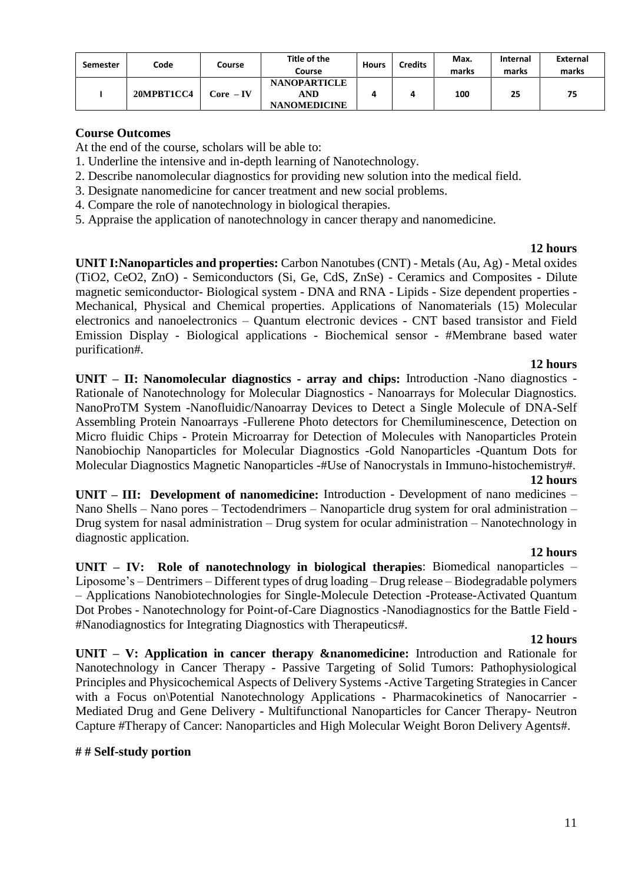| Semester | Code | Course | Title of the Course | Hours | Credits | Max. marks | Internal marks | External marks |
|---|---|---|---|---|---|---|---|---|
| I | 20MPBT1CC4 | Core – IV | NANOPARTICLE AND NANOMEDICINE | 4 | 4 | 100 | 25 | 75 |

**Course Outcomes**

At the end of the course, scholars will be able to:

1. Underline the intensive and in-depth learning of Nanotechnology.
2. Describe nanomolecular diagnostics for providing new solution into the medical field.
3. Designate nanomedicine for cancer treatment and new social problems.
4. Compare the role of nanotechnology in biological therapies.
5. Appraise the application of nanotechnology in cancer therapy and nanomedicine.

**12 hours**

**UNIT I:Nanoparticles and properties:** Carbon Nanotubes (CNT) - Metals (Au, Ag) - Metal oxides ($TiO_2$, $CeO_2$, ZnO) - Semiconductors (Si, Ge, CdS, ZnSe) - Ceramics and Composites - Dilute magnetic semiconductor- Biological system - DNA and RNA - Lipids - Size dependent properties - Mechanical, Physical and Chemical properties. Applications of Nanomaterials (15) Molecular electronics and nanoelectronics – Quantum electronic devices - CNT based transistor and Field Emission Display - Biological applications - Biochemical sensor - #Membrane based water purification#.

**12 hours**

**UNIT – II: Nanomolecular diagnostics - array and chips:** Introduction -Nano diagnostics - Rationale of Nanotechnology for Molecular Diagnostics - Nanoarrays for Molecular Diagnostics. NanoProTM System -Nanofluidic/Nanoarray Devices to Detect a Single Molecule of DNA-Self Assembling Protein Nanoarrays -Fullerene Photo detectors for Chemiluminescence, Detection on Micro fluidic Chips - Protein Microarray for Detection of Molecules with Nanoparticles Protein Nanobiochip Nanoparticles for Molecular Diagnostics -Gold Nanoparticles -Quantum Dots for Molecular Diagnostics Magnetic Nanoparticles -#Use of Nanocrystals in Immuno-histochemistry#.

**12 hours**

**UNIT – III: Development of nanomedicine:** Introduction - Development of nano medicines – Nano Shells – Nano pores – Tectodendrimers – Nanoparticle drug system for oral administration – Drug system for nasal administration – Drug system for ocular administration – Nanotechnology in diagnostic application.

**12 hours**

**UNIT – IV: Role of nanotechnology in biological therapies**: Biomedical nanoparticles – Liposome's – Dentrimers – Different types of drug loading – Drug release – Biodegradable polymers – Applications Nanobiotechnologies for Single-Molecule Detection -Protease-Activated Quantum Dot Probes - Nanotechnology for Point-of-Care Diagnostics -Nanodiagnostics for the Battle Field - #Nanodiagnostics for Integrating Diagnostics with Therapeutics#.

**12 hours**

**UNIT – V: Application in cancer therapy &nanomedicine:** Introduction and Rationale for Nanotechnology in Cancer Therapy - Passive Targeting of Solid Tumors: Pathophysiological Principles and Physicochemical Aspects of Delivery Systems -Active Targeting Strategies in Cancer with a Focus on\Potential Nanotechnology Applications - Pharmacokinetics of Nanocarrier - Mediated Drug and Gene Delivery - Multifunctional Nanoparticles for Cancer Therapy- Neutron Capture #Therapy of Cancer: Nanoparticles and High Molecular Weight Boron Delivery Agents#.

**# # Self-study portion**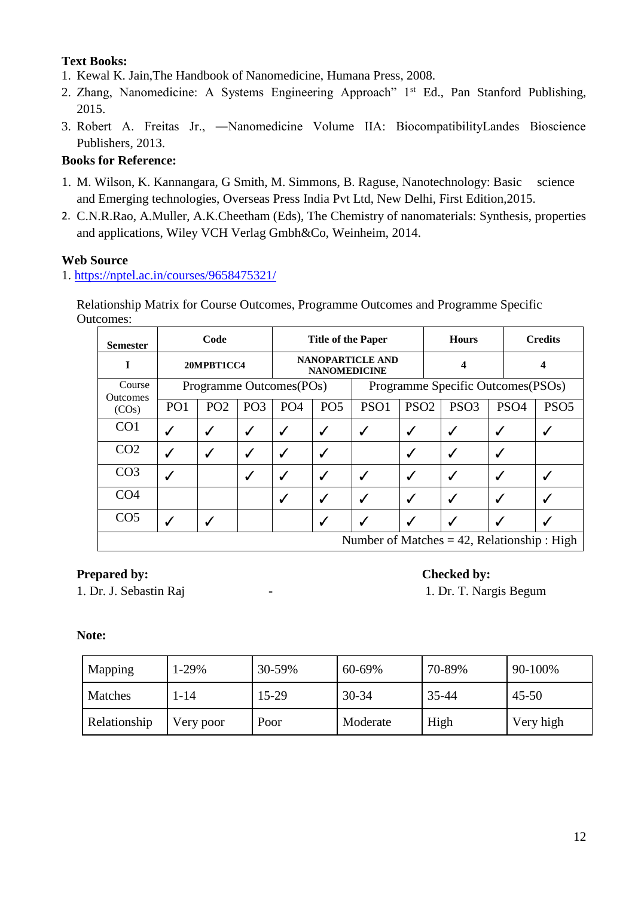**Text Books:**

1. Kewal K. Jain,The Handbook of Nanomedicine, Humana Press, 2008.
2. Zhang, Nanomedicine: A Systems Engineering Approach" 1st Ed., Pan Stanford Publishing, 2015.
3. Robert A. Freitas Jr., —Nanomedicine Volume IIA: BiocompatibilityLandes Bioscience Publishers, 2013.

**Books for Reference:**

1. M. Wilson, K. Kannangara, G Smith, M. Simmons, B. Raguse, Nanotechnology: Basic science and Emerging technologies, Overseas Press India Pvt Ltd, New Delhi, First Edition,2015.
2. C.N.R.Rao, A.Muller, A.K.Cheetham (Eds), The Chemistry of nanomaterials: Synthesis, properties and applications, Wiley VCH Verlag Gmbh&Co, Weinheim, 2014.

**Web Source**

1. https://nptel.ac.in/courses/9658475321/

Relationship Matrix for Course Outcomes, Programme Outcomes and Programme Specific Outcomes:

| Semester | Code | | Title of the Paper | | | Hours | | Credits | |
|---|---|---|---|---|---|---|---|---|---|
| I | 20MPBT1CC4 | | NANOPARTICLE AND NANOMEDICINE | | | 4 | | 4 | |
| Course Outcomes (COs) | Programme Outcomes(POs) | | | | | Programme Specific Outcomes(PSOs) | | | | |
| | PO1 | PO2 | PO3 | PO4 | PO5 | PSO1 | PSO2 | PSO3 | PSO4 | PSO5 |
| CO1 | ✓ | ✓ | ✓ | ✓ | ✓ | ✓ | ✓ | ✓ | ✓ | ✓ |
| CO2 | ✓ | ✓ | ✓ | ✓ | ✓ | | ✓ | ✓ | ✓ | |
| CO3 | ✓ | | ✓ | ✓ | ✓ | ✓ | ✓ | ✓ | ✓ | ✓ |
| CO4 | | | | ✓ | ✓ | ✓ | ✓ | ✓ | ✓ | ✓ |
| CO5 | ✓ | ✓ | | | ✓ | ✓ | ✓ | ✓ | ✓ | ✓ |
| Number of Matches = 42, Relationship : High | | | | | | | | | | |

**Prepared by:**
1. Dr. J. Sebastin Raj

**Checked by:**
1. Dr. T. Nargis Begum

**Note:**

| Mapping | 1-29% | 30-59% | 60-69% | 70-89% | 90-100% |
|---|---|---|---|---|---|
| Matches | 1-14 | 15-29 | 30-34 | 35-44 | 45-50 |
| Relationship | Very poor | Poor | Moderate | High | Very high |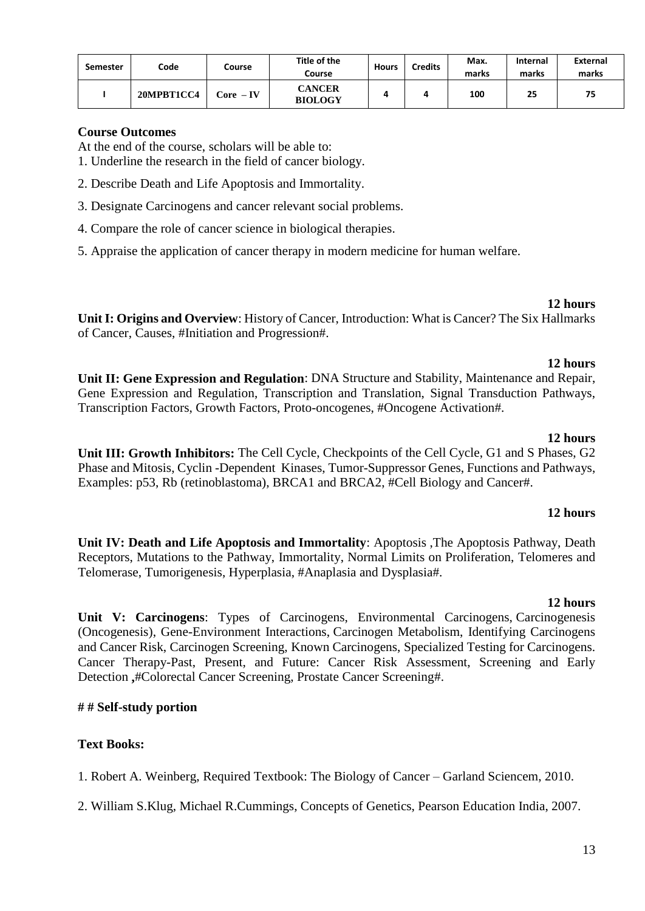| Semester | Code | Course | Title of the Course | Hours | Credits | Max. marks | Internal marks | External marks |
|---|---|---|---|---|---|---|---|---|
| I | 20MPBT1CC4 | Core – IV | CANCER BIOLOGY | 4 | 4 | 100 | 25 | 75 |

**Course Outcomes**

At the end of the course, scholars will be able to:

1. Underline the research in the field of cancer biology.
2. Describe Death and Life Apoptosis and Immortality.
3. Designate Carcinogens and cancer relevant social problems.
4. Compare the role of cancer science in biological therapies.
5. Appraise the application of cancer therapy in modern medicine for human welfare.

**12 hours**

**Unit I: Origins and Overview**: History of Cancer, Introduction: What is Cancer? The Six Hallmarks of Cancer, Causes, #Initiation and Progression#.

**12 hours**

**Unit II: Gene Expression and Regulation**: DNA Structure and Stability, Maintenance and Repair, Gene Expression and Regulation, Transcription and Translation, Signal Transduction Pathways, Transcription Factors, Growth Factors, Proto-oncogenes, #Oncogene Activation#.

**12 hours**

**Unit III: Growth Inhibitors:** The Cell Cycle, Checkpoints of the Cell Cycle, G1 and S Phases, G2 Phase and Mitosis, Cyclin -Dependent Kinases, Tumor-Suppressor Genes, Functions and Pathways, Examples: p53, Rb (retinoblastoma), BRCA1 and BRCA2, #Cell Biology and Cancer#.

**12 hours**

**Unit IV: Death and Life Apoptosis and Immortality**: Apoptosis ,The Apoptosis Pathway, Death Receptors, Mutations to the Pathway, Immortality, Normal Limits on Proliferation, Telomeres and Telomerase, Tumorigenesis, Hyperplasia, #Anaplasia and Dysplasia#.

**12 hours**

**Unit V: Carcinogens**: Types of Carcinogens, Environmental Carcinogens, Carcinogenesis (Oncogenesis), Gene-Environment Interactions, Carcinogen Metabolism, Identifying Carcinogens and Cancer Risk, Carcinogen Screening, Known Carcinogens, Specialized Testing for Carcinogens. Cancer Therapy-Past, Present, and Future: Cancer Risk Assessment, Screening and Early Detection **,**#Colorectal Cancer Screening, Prostate Cancer Screening#.

**# # Self-study portion**

**Text Books:**

1. Robert A. Weinberg, Required Textbook: The Biology of Cancer – Garland Sciencem, 2010.
2. William S.Klug, Michael R.Cummings, Concepts of Genetics, Pearson Education India, 2007.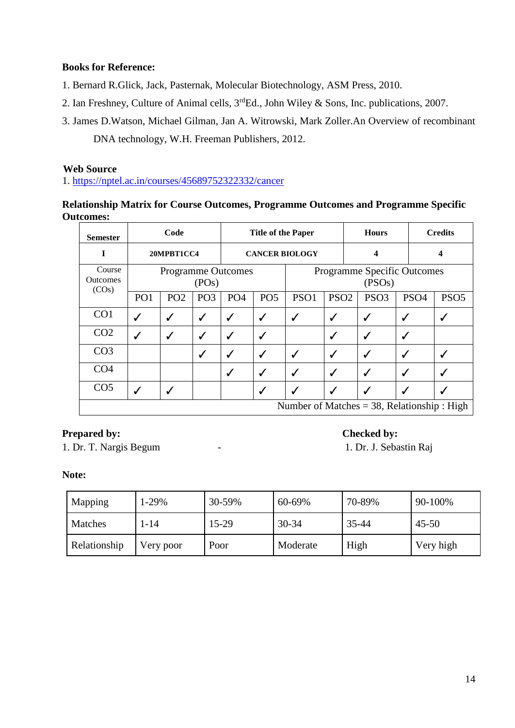**Books for Reference:**

1. Bernard R.Glick, Jack, Pasternak, Molecular Biotechnology, ASM Press, 2010.
2. Ian Freshney, Culture of Animal cells, 3rd Ed., John Wiley & Sons, Inc. publications, 2007.
3. James D.Watson, Michael Gilman, Jan A. Witrowski, Mark Zoller.An Overview of recombinant DNA technology, W.H. Freeman Publishers, 2012.

**Web Source**

1. https://nptel.ac.in/courses/45689752322332/cancer

**Relationship Matrix for Course Outcomes, Programme Outcomes and Programme Specific Outcomes:**

| Semester | Code | | Title of the Paper | | | Hours | | Credits | | |
|---|---|---|---|---|---|---|---|---|---|---|
| I | 20MPBT1CC4 | | CANCER BIOLOGY | | | 4 | | 4 | | |
| Course Outcomes (COs) | Programme Outcomes (POs) | | | | | Programme Specific Outcomes (PSOs) | | | | |
| | PO1 | PO2 | PO3 | PO4 | PO5 | PSO1 | PSO2 | PSO3 | PSO4 | PSO5 |
| CO1 | ✓ | ✓ | ✓ | ✓ | ✓ | ✓ | ✓ | ✓ | ✓ | ✓ |
| CO2 | ✓ | ✓ | ✓ | ✓ | ✓ | | ✓ | ✓ | ✓ | |
| CO3 | | | ✓ | ✓ | ✓ | ✓ | ✓ | ✓ | ✓ | ✓ |
| CO4 | | | | ✓ | ✓ | ✓ | ✓ | ✓ | ✓ | ✓ |
| CO5 | ✓ | ✓ | | | ✓ | ✓ | ✓ | ✓ | ✓ | ✓ |
| Number of Matches = 38, Relationship : High | | | | | | | | | | |

**Prepared by:**
1. Dr. T. Nargis Begum -

**Checked by:**
1. Dr. J. Sebastin Raj

**Note:**

| Mapping | 1-29% | 30-59% | 60-69% | 70-89% | 90-100% |
|---|---|---|---|---|---|
| Matches | 1-14 | 15-29 | 30-34 | 35-44 | 45-50 |
| Relationship | Very poor | Poor | Moderate | High | Very high |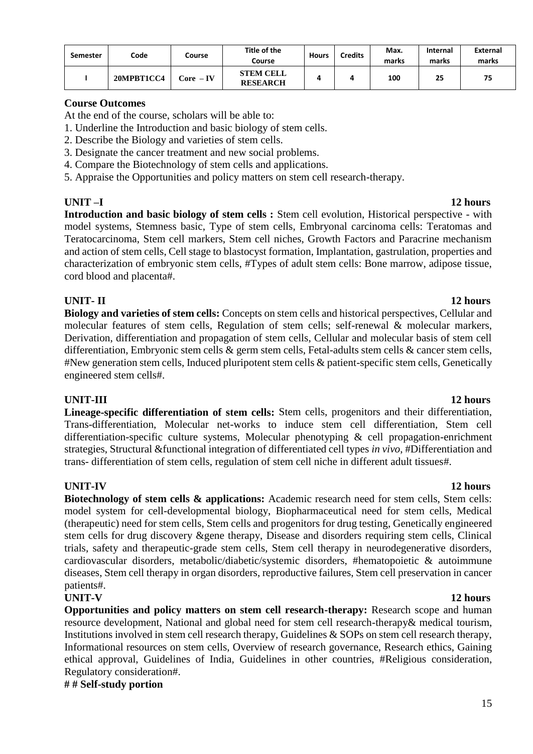| Semester | Code | Course | Title of the Course | Hours | Credits | Max. marks | Internal marks | External marks |
|---|---|---|---|---|---|---|---|---|
| I | 20MPBT1CC4 | Core – IV | STEM CELL RESEARCH | 4 | 4 | 100 | 25 | 75 |

**Course Outcomes**

At the end of the course, scholars will be able to:

1. Underline the Introduction and basic biology of stem cells.
2. Describe the Biology and varieties of stem cells.
3. Designate the cancer treatment and new social problems.
4. Compare the Biotechnology of stem cells and applications.
5. Appraise the Opportunities and policy matters on stem cell research-therapy.

**UNIT –I** **12 hours**

**Introduction and basic biology of stem cells :** Stem cell evolution, Historical perspective - with model systems, Stemness basic, Type of stem cells, Embryonal carcinoma cells: Teratomas and Teratocarcinoma, Stem cell markers, Stem cell niches, Growth Factors and Paracrine mechanism and action of stem cells, Cell stage to blastocyst formation, Implantation, gastrulation, properties and characterization of embryonic stem cells, #Types of adult stem cells: Bone marrow, adipose tissue, cord blood and placenta#.

**UNIT- II** **12 hours**

**Biology and varieties of stem cells:** Concepts on stem cells and historical perspectives, Cellular and molecular features of stem cells, Regulation of stem cells; self-renewal & molecular markers, Derivation, differentiation and propagation of stem cells, Cellular and molecular basis of stem cell differentiation, Embryonic stem cells & germ stem cells, Fetal-adults stem cells & cancer stem cells, #New generation stem cells, Induced pluripotent stem cells & patient-specific stem cells, Genetically engineered stem cells#.

**UNIT-III** **12 hours**

**Lineage-specific differentiation of stem cells:** Stem cells, progenitors and their differentiation, Trans-differentiation, Molecular net-works to induce stem cell differentiation, Stem cell differentiation-specific culture systems, Molecular phenotyping & cell propagation-enrichment strategies, Structural &functional integration of differentiated cell types *in vivo*, #Differentiation and trans- differentiation of stem cells, regulation of stem cell niche in different adult tissues#.

**UNIT-IV** **12 hours**

**Biotechnology of stem cells & applications:** Academic research need for stem cells, Stem cells: model system for cell-developmental biology, Biopharmaceutical need for stem cells, Medical (therapeutic) need for stem cells, Stem cells and progenitors for drug testing, Genetically engineered stem cells for drug discovery &gene therapy, Disease and disorders requiring stem cells, Clinical trials, safety and therapeutic-grade stem cells, Stem cell therapy in neurodegenerative disorders, cardiovascular disorders, metabolic/diabetic/systemic disorders, #hematopoietic & autoimmune diseases, Stem cell therapy in organ disorders, reproductive failures, Stem cell preservation in cancer patients#.

**UNIT-V** **12 hours**

**Opportunities and policy matters on stem cell research-therapy:** Research scope and human resource development, National and global need for stem cell research-therapy& medical tourism, Institutions involved in stem cell research therapy, Guidelines & SOPs on stem cell research therapy, Informational resources on stem cells, Overview of research governance, Research ethics, Gaining ethical approval, Guidelines of India, Guidelines in other countries, #Religious consideration, Regulatory consideration#.

**# # Self-study portion**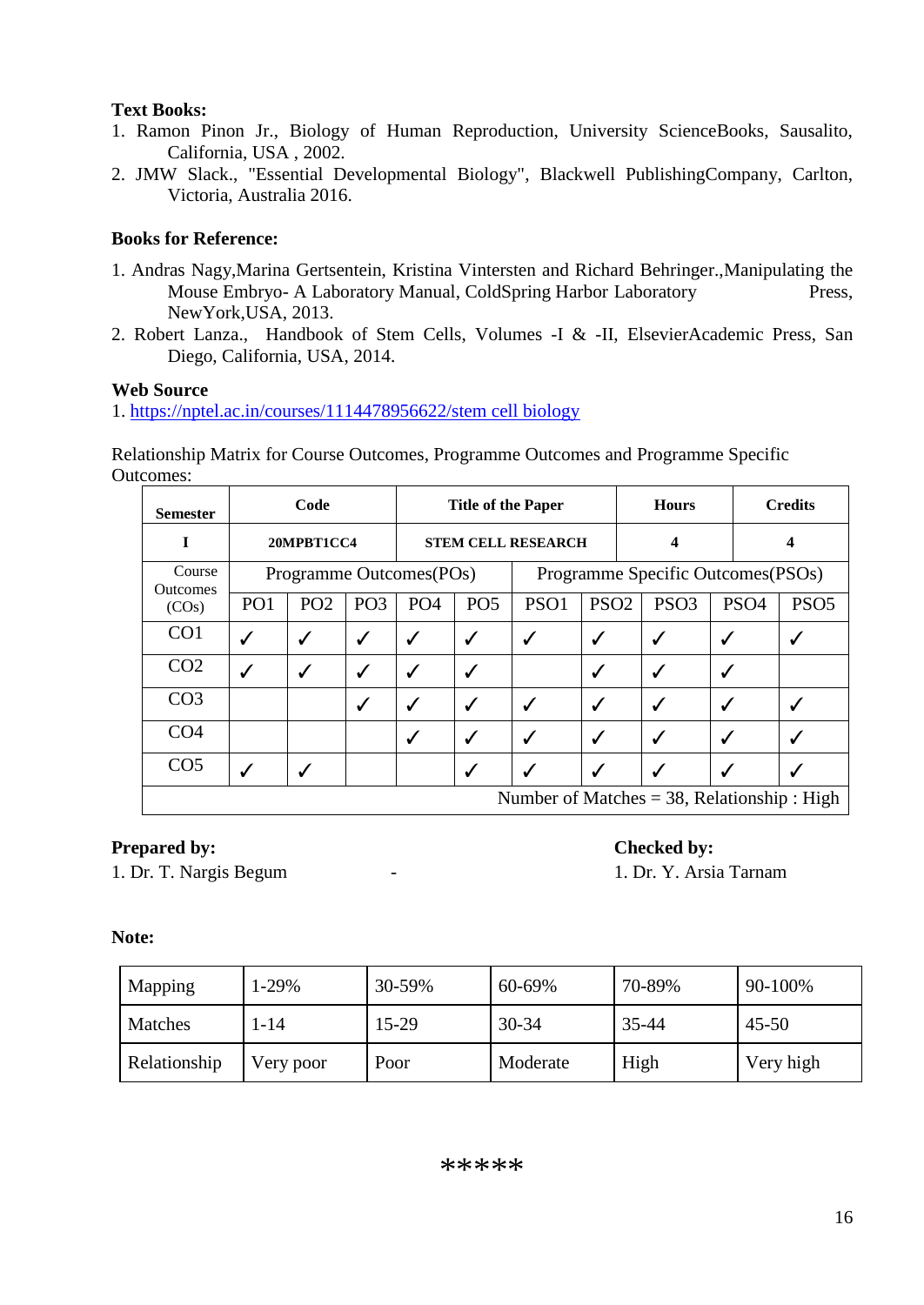**Text Books:**

1. Ramon Pinon Jr., Biology of Human Reproduction, University ScienceBooks, Sausalito, California, USA , 2002.
2. JMW Slack., "Essential Developmental Biology", Blackwell PublishingCompany, Carlton, Victoria, Australia 2016.

**Books for Reference:**

1. Andras Nagy,Marina Gertsentein, Kristina Vintersten and Richard Behringer.,Manipulating the Mouse Embryo- A Laboratory Manual, ColdSpring Harbor Laboratory Press, NewYork,USA, 2013.
2. Robert Lanza., Handbook of Stem Cells, Volumes -I & -II, ElsevierAcademic Press, San Diego, California, USA, 2014.

**Web Source**

1. https://nptel.ac.in/courses/1114478956622/stem cell biology

Relationship Matrix for Course Outcomes, Programme Outcomes and Programme Specific Outcomes:

| Semester | Code | | Title of the Paper | | | Hours | | Credits | | |
|---|---|---|---|---|---|---|---|---|---|---|
| I | 20MPBT1CC4 | | STEM CELL RESEARCH | | | 4 | | 4 | | |
| Course Outcomes (COs) | Programme Outcomes(POs) | | | | | Programme Specific Outcomes(PSOs) | | | | |
| | PO1 | PO2 | PO3 | PO4 | PO5 | PSO1 | PSO2 | PSO3 | PSO4 | PSO5 |
| CO1 | ✓ | ✓ | ✓ | ✓ | ✓ | ✓ | ✓ | ✓ | ✓ | ✓ |
| CO2 | ✓ | ✓ | ✓ | ✓ | ✓ | | ✓ | ✓ | ✓ | |
| CO3 | | | ✓ | ✓ | ✓ | ✓ | ✓ | ✓ | ✓ | ✓ |
| CO4 | | | | ✓ | ✓ | ✓ | ✓ | ✓ | ✓ | ✓ |
| CO5 | ✓ | ✓ | | | ✓ | ✓ | ✓ | ✓ | ✓ | ✓ |
| Number of Matches = 38, Relationship : High | | | | | | | | | | |

**Prepared by:**
1. Dr. T. Nargis Begum -

**Checked by:**
1. Dr. Y. Arsia Tarnam

**Note:**

| Mapping | 1-29% | 30-59% | 60-69% | 70-89% | 90-100% |
|---|---|---|---|---|---|
| Matches | 1-14 | 15-29 | 30-34 | 35-44 | 45-50 |
| Relationship | Very poor | Poor | Moderate | High | Very high |

*****